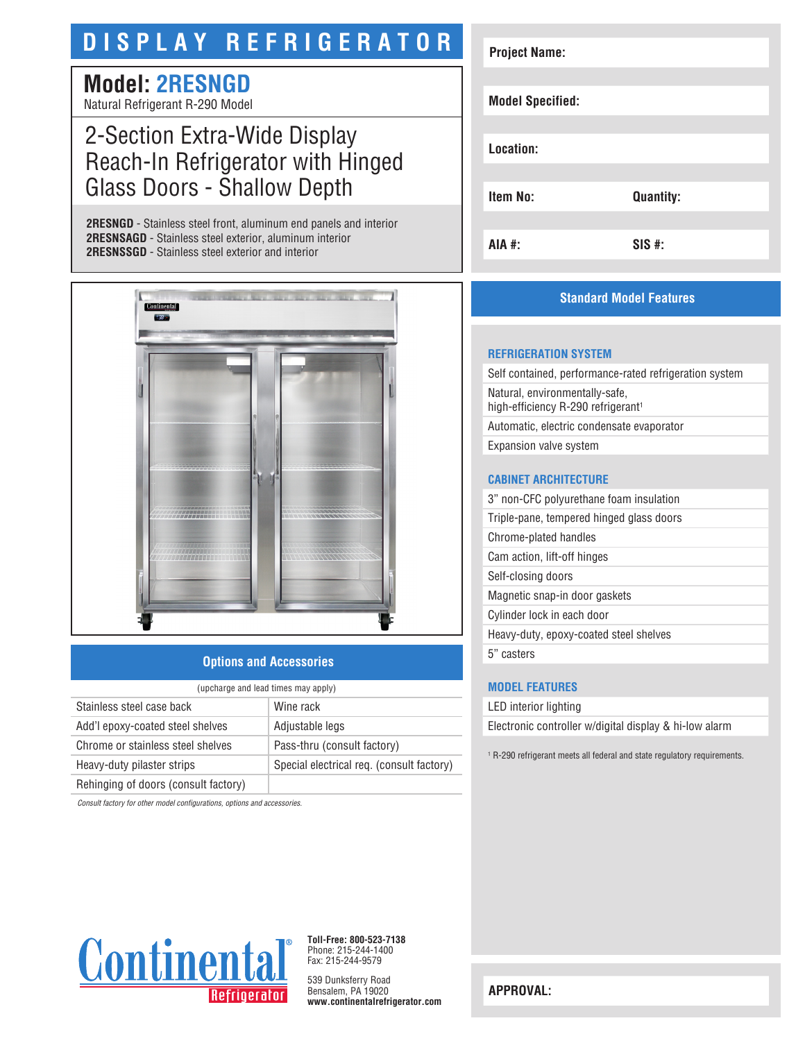# DISPLAY REFRIGERATOR

## Model: 2RESNGD

Natural Refrigerant R-290 Model

## 2-Section Extra-Wide Display Reach-In Refrigerator with Hinged Glass Doors - Shallow Depth

**2RESNGD** - Stainless steel front, aluminum end panels and interior
**2RESNSAGD** - Stainless steel exterior, aluminum interior
**2RESNSSGD** - Stainless steel exterior and interior

| Project Name: | |
|---|---|
| Model Specified: | |
| Location: | |
| Item No: | Quantity: |
| AIA #: | SIS #: |

## Options and Accessories

(upcharge and lead times may apply)

| | |
|---|---|
| Stainless steel case back | Wine rack |
| Add'l epoxy-coated steel shelves | Adjustable legs |
| Chrome or stainless steel shelves | Pass-thru (consult factory) |
| Heavy-duty pilaster strips | Special electrical req. (consult factory) |
| Rehinging of doors (consult factory) | |

*Consult factory for other model configurations, options and accessories.*

## Standard Model Features

### REFRIGERATION SYSTEM

- Self contained, performance-rated refrigeration system
- Natural, environmentally-safe, high-efficiency R-290 refrigerant[1]
- Automatic, electric condensate evaporator
- Expansion valve system

### CABINET ARCHITECTURE

- 3" non-CFC polyurethane foam insulation
- Triple-pane, tempered hinged glass doors
- Chrome-plated handles
- Cam action, lift-off hinges
- Self-closing doors
- Magnetic snap-in door gaskets
- Cylinder lock in each door
- Heavy-duty, epoxy-coated steel shelves
- 5" casters

### MODEL FEATURES

- LED interior lighting
- Electronic controller w/digital display & hi-low alarm

[1] R-290 refrigerant meets all federal and state regulatory requirements.

Continental® Refrigerator

**Toll-Free: 800-523-7138**
Phone: 215-244-1400
Fax: 215-244-9579

539 Dunksferry Road
Bensalem, PA 19020
**www.continentalrefrigerator.com**

**APPROVAL:**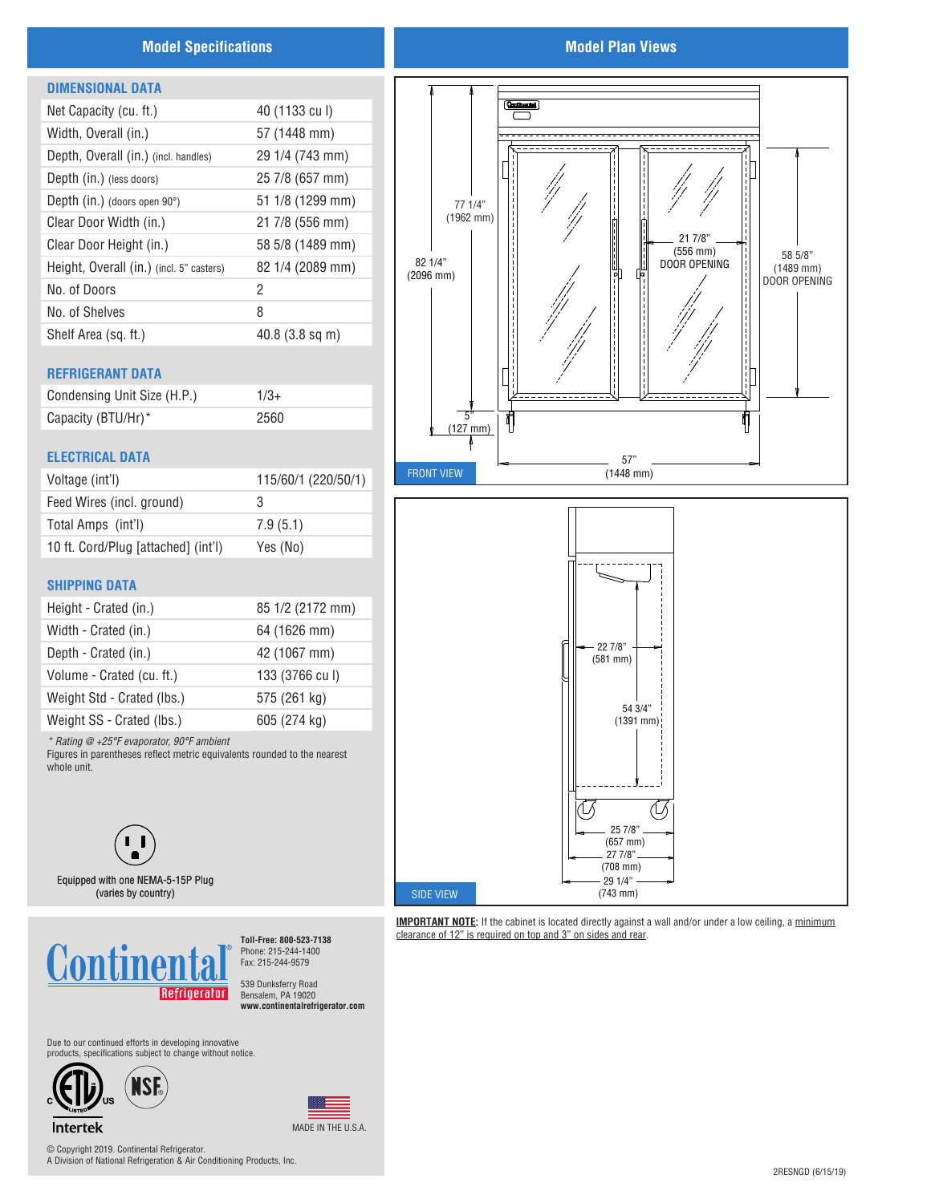## Model Specifications

### DIMENSIONAL DATA

| | |
|---|---|
| Net Capacity (cu. ft.) | 40 (1133 cu l) |
| Width, Overall (in.) | 57 (1448 mm) |
| Depth, Overall (in.) (incl. handles) | 29 1/4 (743 mm) |
| Depth (in.) (less doors) | 25 7/8 (657 mm) |
| Depth (in.) (doors open 90°) | 51 1/8 (1299 mm) |
| Clear Door Width (in.) | 21 7/8 (556 mm) |
| Clear Door Height (in.) | 58 5/8 (1489 mm) |
| Height, Overall (in.) (incl. 5" casters) | 82 1/4 (2089 mm) |
| No. of Doors | 2 |
| No. of Shelves | 8 |
| Shelf Area (sq. ft.) | 40.8 (3.8 sq m) |

### REFRIGERANT DATA

| | |
|---|---|
| Condensing Unit Size (H.P.) | 1/3+ |
| Capacity (BTU/Hr)* | 2560 |

### ELECTRICAL DATA

| | |
|---|---|
| Voltage (int'l) | 115/60/1 (220/50/1) |
| Feed Wires (incl. ground) | 3 |
| Total Amps (int'l) | 7.9 (5.1) |
| 10 ft. Cord/Plug [attached] (int'l) | Yes (No) |

### SHIPPING DATA

| | |
|---|---|
| Height - Crated (in.) | 85 1/2 (2172 mm) |
| Width - Crated (in.) | 64 (1626 mm) |
| Depth - Crated (in.) | 42 (1067 mm) |
| Volume - Crated (cu. ft.) | 133 (3766 cu l) |
| Weight Std - Crated (lbs.) | 575 (261 kg) |
| Weight SS - Crated (lbs.) | 605 (274 kg) |

*\* Rating @ +25°F evaporator, 90°F ambient*

Figures in parentheses reflect metric equivalents rounded to the nearest whole unit.

Equipped with one NEMA-5-15P Plug (varies by country)

**Continental** Refrigerator

**Toll-Free: 800-523-7138**
Phone: 215-244-1400
Fax: 215-244-9579

539 Dunksferry Road
Bensalem, PA 19020
**www.continentalrefrigerator.com**

Due to our continued efforts in developing innovative products, specifications subject to change without notice.

Intertek

MADE IN THE U.S.A.

© Copyright 2019. Continental Refrigerator.
A Division of National Refrigeration & Air Conditioning Products, Inc.

## Model Plan Views

FRONT VIEW

77 1/4" (1962 mm)
82 1/4" (2096 mm)
21 7/8" (556 mm) DOOR OPENING
58 5/8" (1489 mm) DOOR OPENING
5" (127 mm)
57" (1448 mm)

SIDE VIEW

22 7/8" (581 mm)
54 3/4" (1391 mm)
25 7/8" (657 mm)
27 7/8" (708 mm)
29 1/4" (743 mm)

**IMPORTANT NOTE:** If the cabinet is located directly against a wall and/or under a low ceiling, a minimum clearance of 12" is required on top and 3" on sides and rear.

2RESNGD (6/15/19)